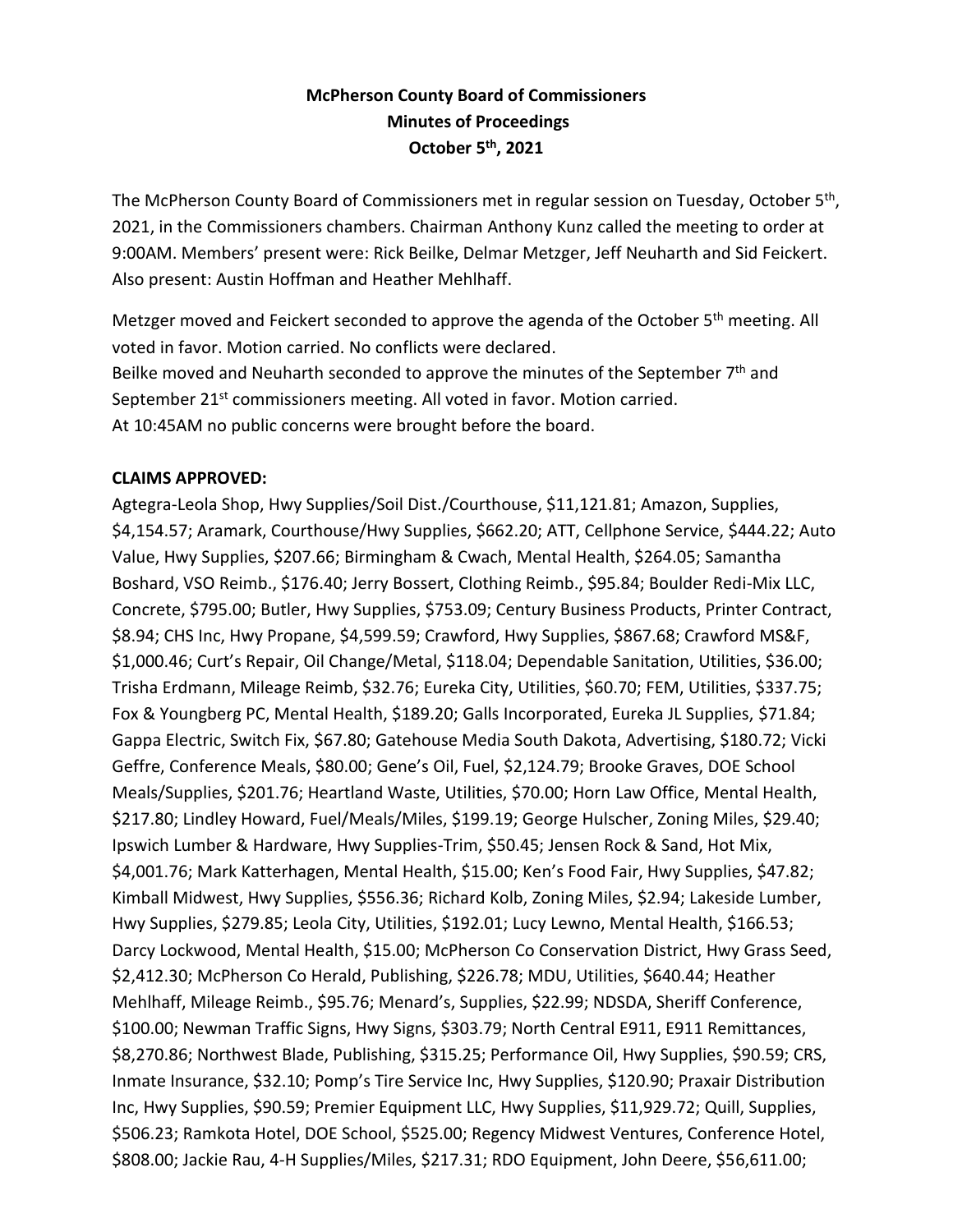**McPherson County Board of Commissioners**
**Minutes of Proceedings**
**October 5th, 2021**

The McPherson County Board of Commissioners met in regular session on Tuesday, October 5th, 2021, in the Commissioners chambers. Chairman Anthony Kunz called the meeting to order at 9:00AM. Members' present were: Rick Beilke, Delmar Metzger, Jeff Neuharth and Sid Feickert. Also present: Austin Hoffman and Heather Mehlhaff.

Metzger moved and Feickert seconded to approve the agenda of the October 5th meeting. All voted in favor. Motion carried. No conflicts were declared.
Beilke moved and Neuharth seconded to approve the minutes of the September 7th and September 21st commissioners meeting. All voted in favor. Motion carried.
At 10:45AM no public concerns were brought before the board.

**CLAIMS APPROVED:**
Agtegra-Leola Shop, Hwy Supplies/Soil Dist./Courthouse, $11,121.81; Amazon, Supplies, $4,154.57; Aramark, Courthouse/Hwy Supplies, $662.20; ATT, Cellphone Service, $444.22; Auto Value, Hwy Supplies, $207.66; Birmingham & Cwach, Mental Health, $264.05; Samantha Boshard, VSO Reimb., $176.40; Jerry Bossert, Clothing Reimb., $95.84; Boulder Redi-Mix LLC, Concrete, $795.00; Butler, Hwy Supplies, $753.09; Century Business Products, Printer Contract, $8.94; CHS Inc, Hwy Propane, $4,599.59; Crawford, Hwy Supplies, $867.68; Crawford MS&F, $1,000.46; Curt's Repair, Oil Change/Metal, $118.04; Dependable Sanitation, Utilities, $36.00; Trisha Erdmann, Mileage Reimb, $32.76; Eureka City, Utilities, $60.70; FEM, Utilities, $337.75; Fox & Youngberg PC, Mental Health, $189.20; Galls Incorporated, Eureka JL Supplies, $71.84; Gappa Electric, Switch Fix, $67.80; Gatehouse Media South Dakota, Advertising, $180.72; Vicki Geffre, Conference Meals, $80.00; Gene's Oil, Fuel, $2,124.79; Brooke Graves, DOE School Meals/Supplies, $201.76; Heartland Waste, Utilities, $70.00; Horn Law Office, Mental Health, $217.80; Lindley Howard, Fuel/Meals/Miles, $199.19; George Hulscher, Zoning Miles, $29.40; Ipswich Lumber & Hardware, Hwy Supplies-Trim, $50.45; Jensen Rock & Sand, Hot Mix, $4,001.76; Mark Katterhagen, Mental Health, $15.00; Ken's Food Fair, Hwy Supplies, $47.82; Kimball Midwest, Hwy Supplies, $556.36; Richard Kolb, Zoning Miles, $2.94; Lakeside Lumber, Hwy Supplies, $279.85; Leola City, Utilities, $192.01; Lucy Lewno, Mental Health, $166.53; Darcy Lockwood, Mental Health, $15.00; McPherson Co Conservation District, Hwy Grass Seed, $2,412.30; McPherson Co Herald, Publishing, $226.78; MDU, Utilities, $640.44; Heather Mehlhaff, Mileage Reimb., $95.76; Menard's, Supplies, $22.99; NDSDA, Sheriff Conference, $100.00; Newman Traffic Signs, Hwy Signs, $303.79; North Central E911, E911 Remittances, $8,270.86; Northwest Blade, Publishing, $315.25; Performance Oil, Hwy Supplies, $90.59; CRS, Inmate Insurance, $32.10; Pomp's Tire Service Inc, Hwy Supplies, $120.90; Praxair Distribution Inc, Hwy Supplies, $90.59; Premier Equipment LLC, Hwy Supplies, $11,929.72; Quill, Supplies, $506.23; Ramkota Hotel, DOE School, $525.00; Regency Midwest Ventures, Conference Hotel, $808.00; Jackie Rau, 4-H Supplies/Miles, $217.31; RDO Equipment, John Deere, $56,611.00;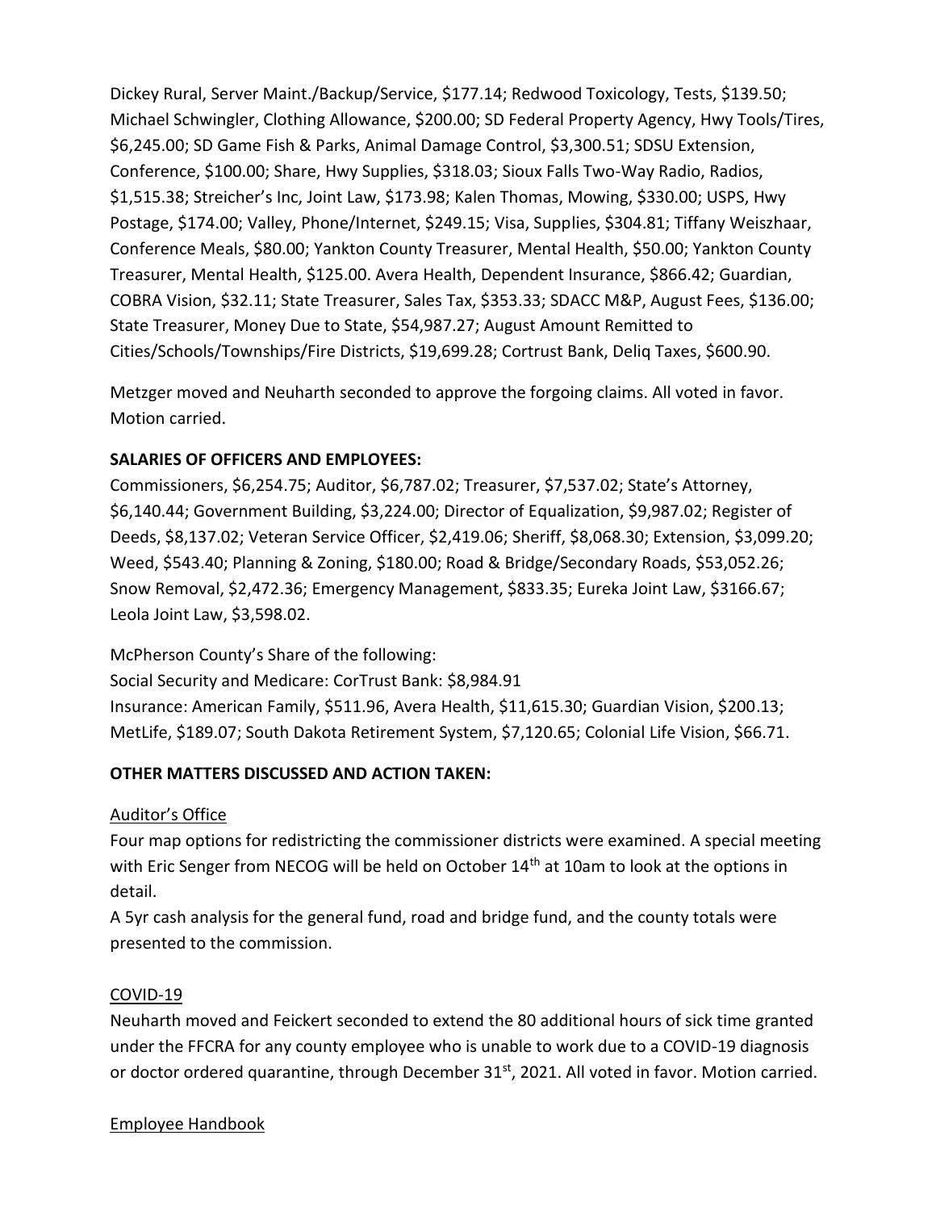Dickey Rural, Server Maint./Backup/Service, $177.14; Redwood Toxicology, Tests, $139.50; Michael Schwingler, Clothing Allowance, $200.00; SD Federal Property Agency, Hwy Tools/Tires, $6,245.00; SD Game Fish & Parks, Animal Damage Control, $3,300.51; SDSU Extension, Conference, $100.00; Share, Hwy Supplies, $318.03; Sioux Falls Two-Way Radio, Radios, $1,515.38; Streicher's Inc, Joint Law, $173.98; Kalen Thomas, Mowing, $330.00; USPS, Hwy Postage, $174.00; Valley, Phone/Internet, $249.15; Visa, Supplies, $304.81; Tiffany Weiszhaar, Conference Meals, $80.00; Yankton County Treasurer, Mental Health, $50.00; Yankton County Treasurer, Mental Health, $125.00. Avera Health, Dependent Insurance, $866.42; Guardian, COBRA Vision, $32.11; State Treasurer, Sales Tax, $353.33; SDACC M&P, August Fees, $136.00; State Treasurer, Money Due to State, $54,987.27; August Amount Remitted to Cities/Schools/Townships/Fire Districts, $19,699.28; Cortrust Bank, Deliq Taxes, $600.90.

Metzger moved and Neuharth seconded to approve the forgoing claims. All voted in favor. Motion carried.

**SALARIES OF OFFICERS AND EMPLOYEES:**

Commissioners, $6,254.75; Auditor, $6,787.02; Treasurer, $7,537.02; State's Attorney, $6,140.44; Government Building, $3,224.00; Director of Equalization, $9,987.02; Register of Deeds, $8,137.02; Veteran Service Officer, $2,419.06; Sheriff, $8,068.30; Extension, $3,099.20; Weed, $543.40; Planning & Zoning, $180.00; Road & Bridge/Secondary Roads, $53,052.26; Snow Removal, $2,472.36; Emergency Management, $833.35; Eureka Joint Law, $3166.67; Leola Joint Law, $3,598.02.

McPherson County's Share of the following:

Social Security and Medicare: CorTrust Bank: $8,984.91

Insurance: American Family, $511.96, Avera Health, $11,615.30; Guardian Vision, $200.13; MetLife, $189.07; South Dakota Retirement System, $7,120.65; Colonial Life Vision, $66.71.

**OTHER MATTERS DISCUSSED AND ACTION TAKEN:**

Auditor's Office

Four map options for redistricting the commissioner districts were examined. A special meeting with Eric Senger from NECOG will be held on October 14th at 10am to look at the options in detail.

A 5yr cash analysis for the general fund, road and bridge fund, and the county totals were presented to the commission.

COVID-19

Neuharth moved and Feickert seconded to extend the 80 additional hours of sick time granted under the FFCRA for any county employee who is unable to work due to a COVID-19 diagnosis or doctor ordered quarantine, through December 31st, 2021. All voted in favor. Motion carried.

Employee Handbook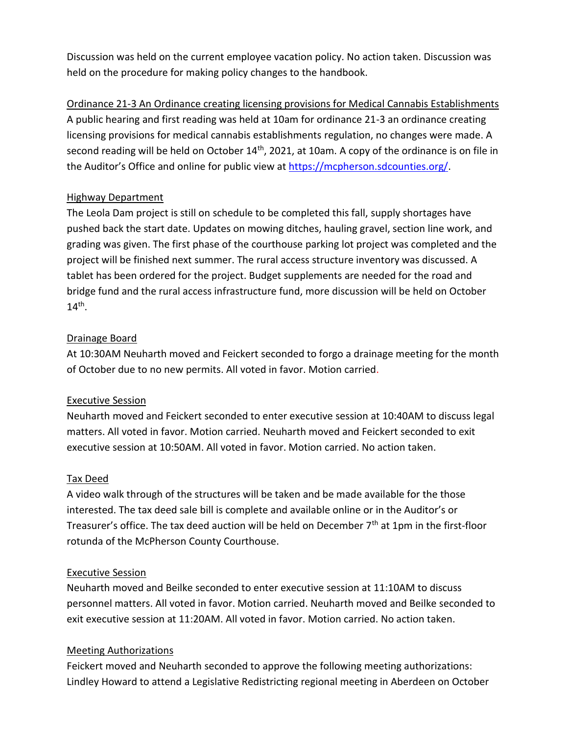Discussion was held on the current employee vacation policy. No action taken. Discussion was held on the procedure for making policy changes to the handbook.

Ordinance 21-3 An Ordinance creating licensing provisions for Medical Cannabis Establishments

A public hearing and first reading was held at 10am for ordinance 21-3 an ordinance creating licensing provisions for medical cannabis establishments regulation, no changes were made. A second reading will be held on October 14th, 2021, at 10am. A copy of the ordinance is on file in the Auditor's Office and online for public view at https://mcpherson.sdcounties.org/.

Highway Department

The Leola Dam project is still on schedule to be completed this fall, supply shortages have pushed back the start date. Updates on mowing ditches, hauling gravel, section line work, and grading was given. The first phase of the courthouse parking lot project was completed and the project will be finished next summer. The rural access structure inventory was discussed. A tablet has been ordered for the project. Budget supplements are needed for the road and bridge fund and the rural access infrastructure fund, more discussion will be held on October 14th.

Drainage Board

At 10:30AM Neuharth moved and Feickert seconded to forgo a drainage meeting for the month of October due to no new permits. All voted in favor. Motion carried.

Executive Session

Neuharth moved and Feickert seconded to enter executive session at 10:40AM to discuss legal matters. All voted in favor. Motion carried. Neuharth moved and Feickert seconded to exit executive session at 10:50AM. All voted in favor. Motion carried. No action taken.

Tax Deed

A video walk through of the structures will be taken and be made available for the those interested. The tax deed sale bill is complete and available online or in the Auditor's or Treasurer's office. The tax deed auction will be held on December 7th at 1pm in the first-floor rotunda of the McPherson County Courthouse.

Executive Session

Neuharth moved and Beilke seconded to enter executive session at 11:10AM to discuss personnel matters. All voted in favor. Motion carried. Neuharth moved and Beilke seconded to exit executive session at 11:20AM. All voted in favor. Motion carried. No action taken.

Meeting Authorizations

Feickert moved and Neuharth seconded to approve the following meeting authorizations: Lindley Howard to attend a Legislative Redistricting regional meeting in Aberdeen on October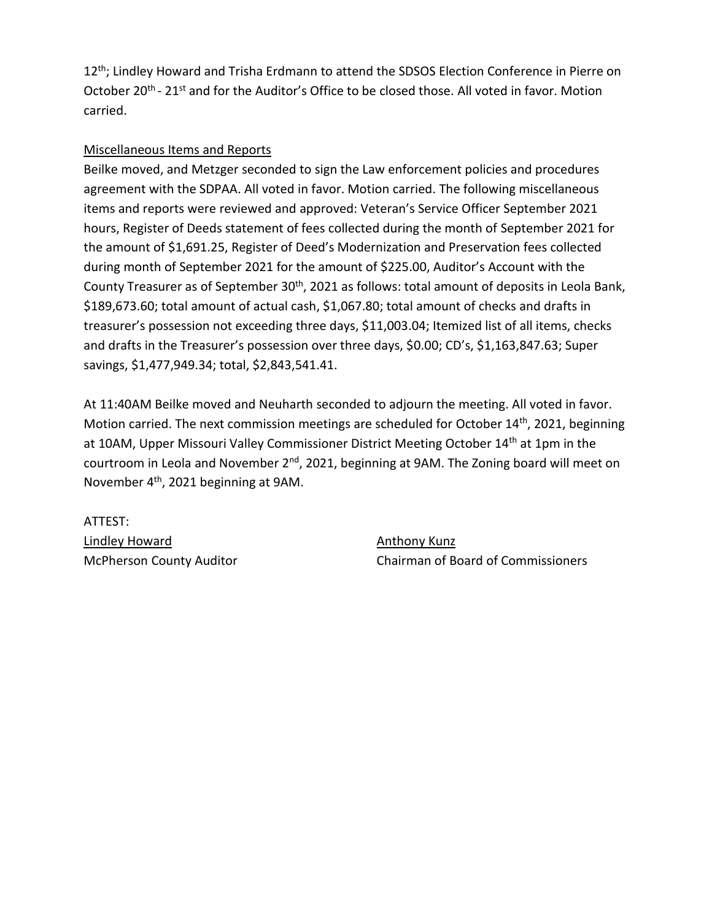12th; Lindley Howard and Trisha Erdmann to attend the SDSOS Election Conference in Pierre on October 20th - 21st and for the Auditor's Office to be closed those. All voted in favor. Motion carried.

Miscellaneous Items and Reports

Beilke moved, and Metzger seconded to sign the Law enforcement policies and procedures agreement with the SDPAA. All voted in favor. Motion carried. The following miscellaneous items and reports were reviewed and approved: Veteran's Service Officer September 2021 hours, Register of Deeds statement of fees collected during the month of September 2021 for the amount of $1,691.25, Register of Deed's Modernization and Preservation fees collected during month of September 2021 for the amount of $225.00, Auditor's Account with the County Treasurer as of September 30th, 2021 as follows: total amount of deposits in Leola Bank, $189,673.60; total amount of actual cash, $1,067.80; total amount of checks and drafts in treasurer's possession not exceeding three days, $11,003.04; Itemized list of all items, checks and drafts in the Treasurer's possession over three days, $0.00; CD's, $1,163,847.63; Super savings, $1,477,949.34; total, $2,843,541.41.

At 11:40AM Beilke moved and Neuharth seconded to adjourn the meeting. All voted in favor. Motion carried. The next commission meetings are scheduled for October 14th, 2021, beginning at 10AM, Upper Missouri Valley Commissioner District Meeting October 14th at 1pm in the courtroom in Leola and November 2nd, 2021, beginning at 9AM. The Zoning board will meet on November 4th, 2021 beginning at 9AM.

ATTEST:

Lindley Howard
McPherson County Auditor

Anthony Kunz
Chairman of Board of Commissioners